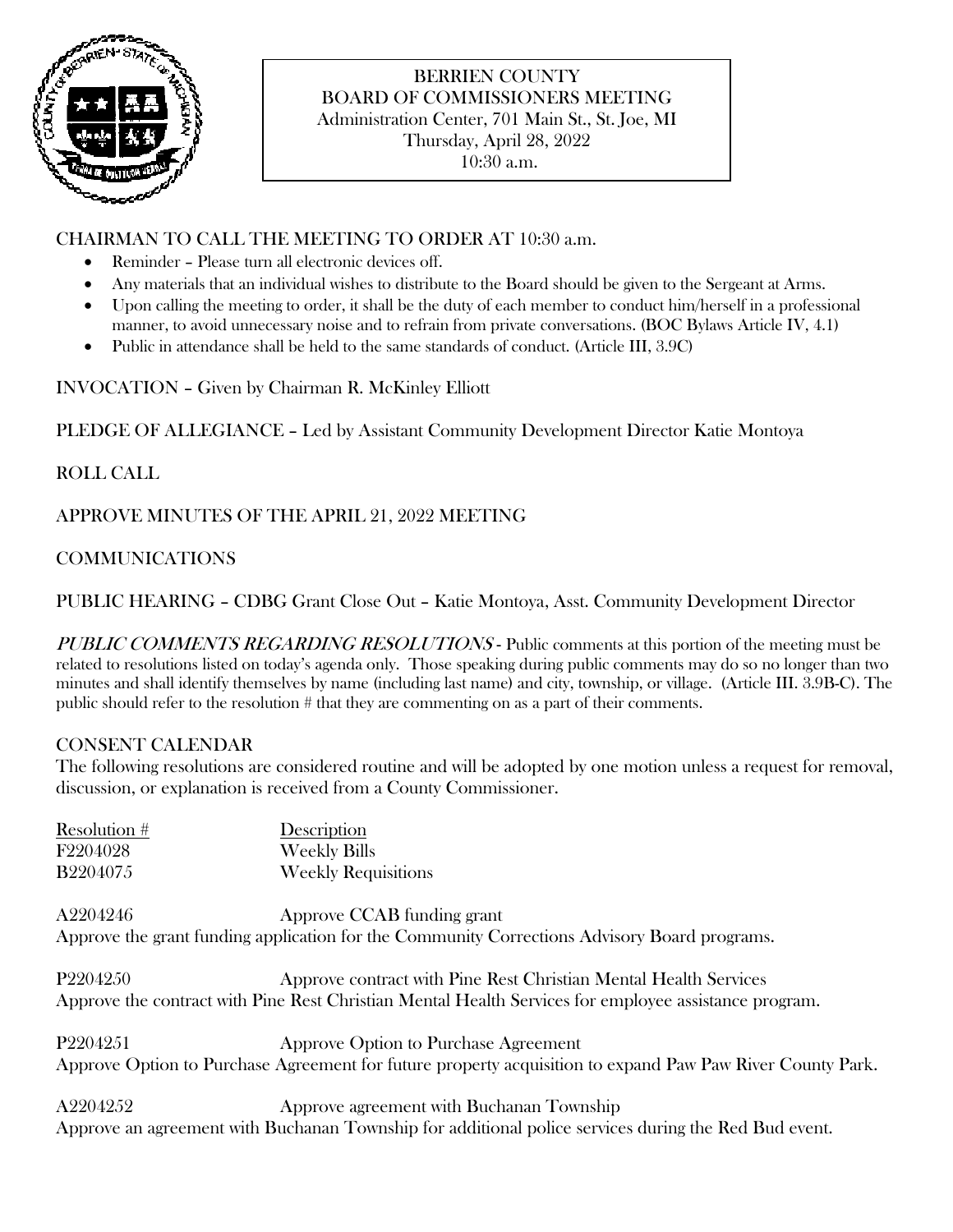# BERRIEN COUNTY
## BOARD OF COMMISSIONERS MEETING

Administration Center, 701 Main St., St. Joe, MI
Thursday, April 28, 2022
10:30 a.m.

## CHAIRMAN TO CALL THE MEETING TO ORDER AT 10:30 a.m.

- Reminder – Please turn all electronic devices off.
- Any materials that an individual wishes to distribute to the Board should be given to the Sergeant at Arms.
- Upon calling the meeting to order, it shall be the duty of each member to conduct him/herself in a professional manner, to avoid unnecessary noise and to refrain from private conversations. (BOC Bylaws Article IV, 4.1)
- Public in attendance shall be held to the same standards of conduct. (Article III, 3.9C)

INVOCATION – Given by Chairman R. McKinley Elliott

PLEDGE OF ALLEGIANCE – Led by Assistant Community Development Director Katie Montoya

ROLL CALL

APPROVE MINUTES OF THE APRIL 21, 2022 MEETING

COMMUNICATIONS

PUBLIC HEARING – CDBG Grant Close Out – Katie Montoya, Asst. Community Development Director

*PUBLIC COMMENTS REGARDING RESOLUTIONS* - Public comments at this portion of the meeting must be related to resolutions listed on today's agenda only. Those speaking during public comments may do so no longer than two minutes and shall identify themselves by name (including last name) and city, township, or village. (Article III. 3.9B-C). The public should refer to the resolution # that they are commenting on as a part of their comments.

## CONSENT CALENDAR

The following resolutions are considered routine and will be adopted by one motion unless a request for removal, discussion, or explanation is received from a County Commissioner.

| Resolution # | Description |
|---|---|
| F2204028 | Weekly Bills |
| B2204075 | Weekly Requisitions |

A2204246 Approve CCAB funding grant
Approve the grant funding application for the Community Corrections Advisory Board programs.

P2204250 Approve contract with Pine Rest Christian Mental Health Services
Approve the contract with Pine Rest Christian Mental Health Services for employee assistance program.

P2204251 Approve Option to Purchase Agreement
Approve Option to Purchase Agreement for future property acquisition to expand Paw Paw River County Park.

A2204252 Approve agreement with Buchanan Township
Approve an agreement with Buchanan Township for additional police services during the Red Bud event.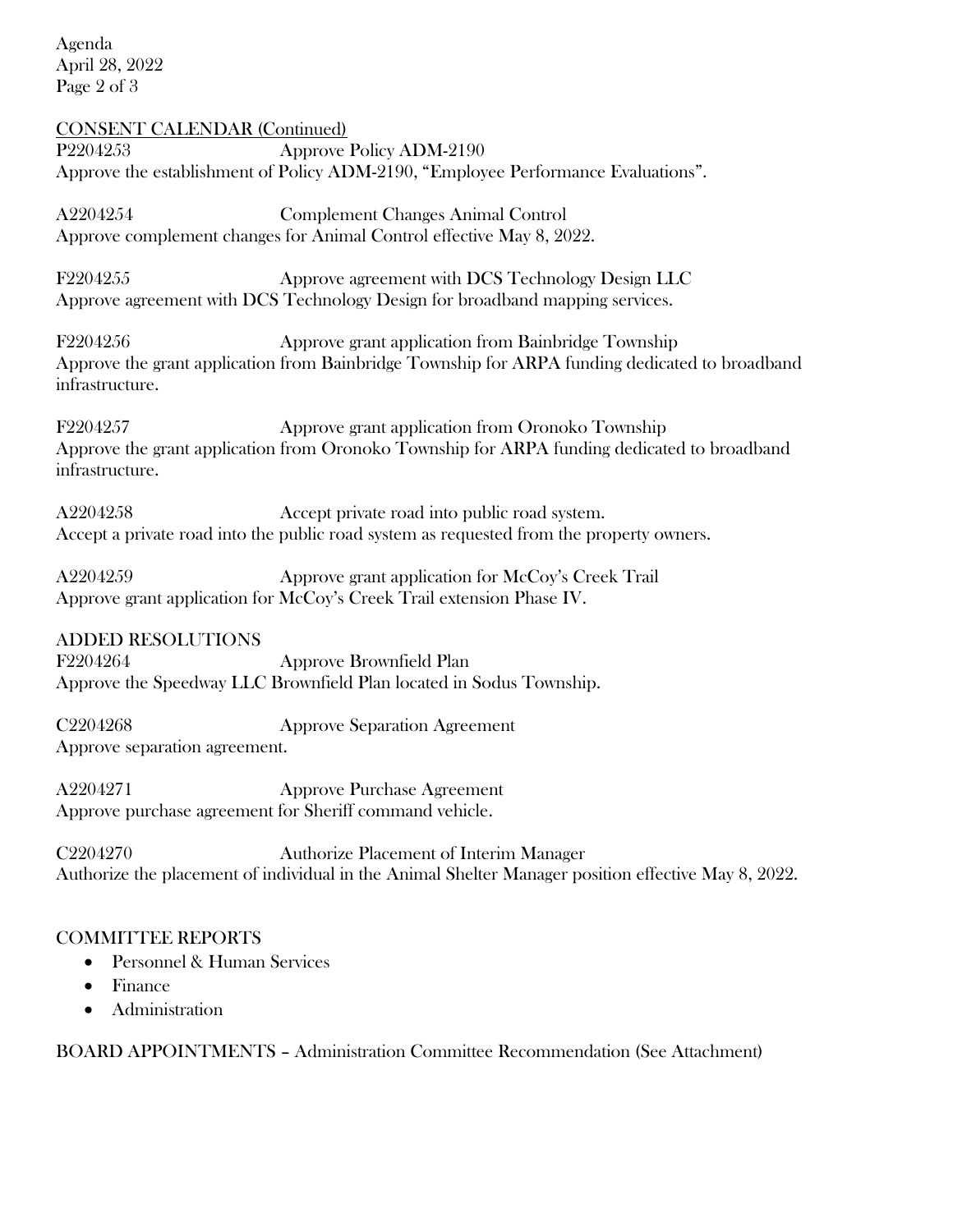CONSENT CALENDAR (Continued)

P2204253 Approve Policy ADM-2190
Approve the establishment of Policy ADM-2190, "Employee Performance Evaluations".

A2204254 Complement Changes Animal Control
Approve complement changes for Animal Control effective May 8, 2022.

F2204255 Approve agreement with DCS Technology Design LLC
Approve agreement with DCS Technology Design for broadband mapping services.

F2204256 Approve grant application from Bainbridge Township
Approve the grant application from Bainbridge Township for ARPA funding dedicated to broadband infrastructure.

F2204257 Approve grant application from Oronoko Township
Approve the grant application from Oronoko Township for ARPA funding dedicated to broadband infrastructure.

A2204258 Accept private road into public road system.
Accept a private road into the public road system as requested from the property owners.

A2204259 Approve grant application for McCoy's Creek Trail
Approve grant application for McCoy's Creek Trail extension Phase IV.

ADDED RESOLUTIONS

F2204264 Approve Brownfield Plan
Approve the Speedway LLC Brownfield Plan located in Sodus Township.

C2204268 Approve Separation Agreement
Approve separation agreement.

A2204271 Approve Purchase Agreement
Approve purchase agreement for Sheriff command vehicle.

C2204270 Authorize Placement of Interim Manager
Authorize the placement of individual in the Animal Shelter Manager position effective May 8, 2022.

COMMITTEE REPORTS

- Personnel & Human Services
- Finance
- Administration

BOARD APPOINTMENTS – Administration Committee Recommendation (See Attachment)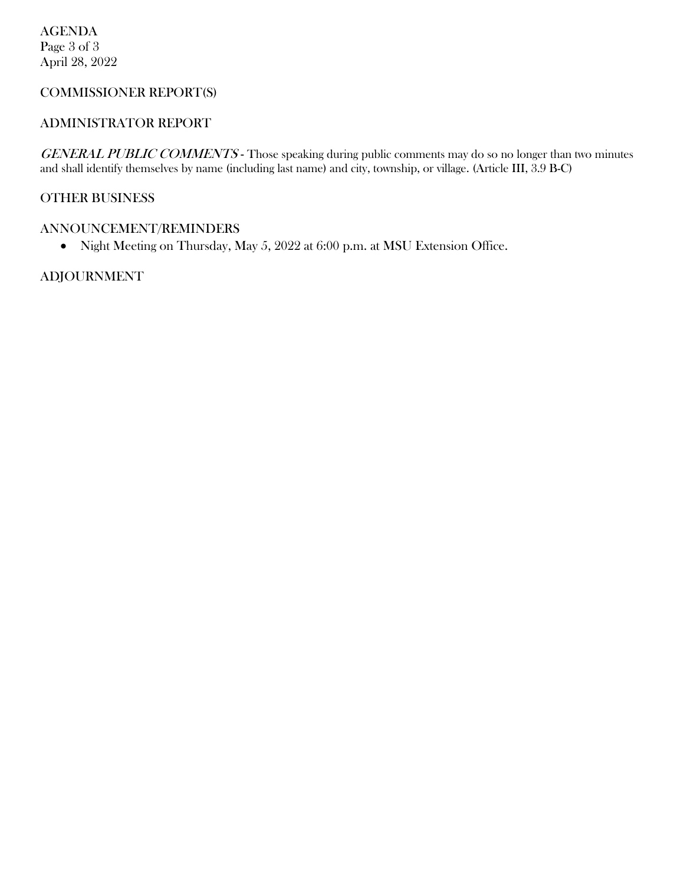## COMMISSIONER REPORT(S)

## ADMINISTRATOR REPORT

*GENERAL PUBLIC COMMENTS* - Those speaking during public comments may do so no longer than two minutes and shall identify themselves by name (including last name) and city, township, or village. (Article III, 3.9 B-C)

## OTHER BUSINESS

## ANNOUNCEMENT/REMINDERS

- Night Meeting on Thursday, May 5, 2022 at 6:00 p.m. at MSU Extension Office.

## ADJOURNMENT